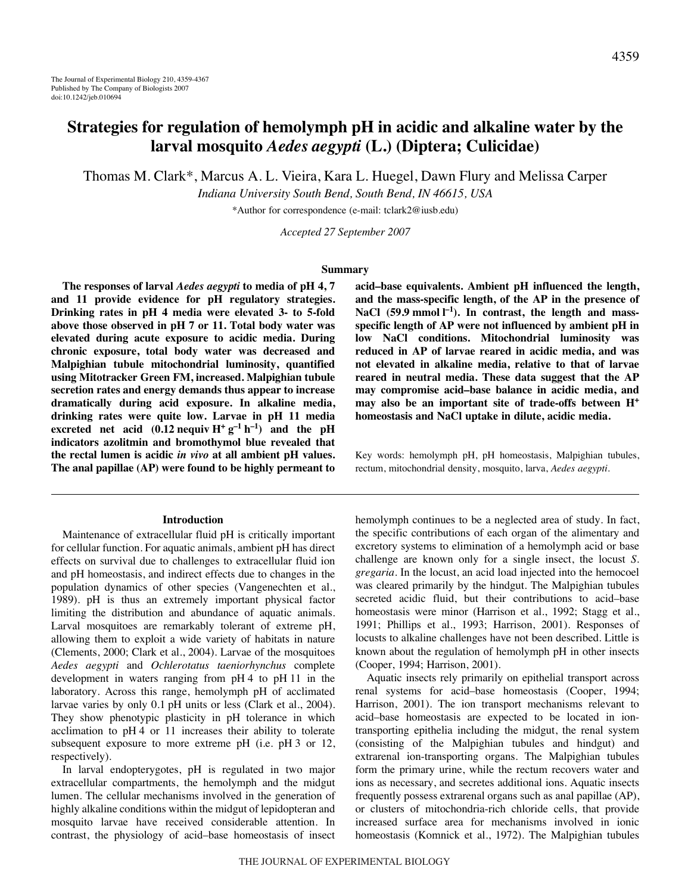# Strategies for regulation of hemolymph pH in acidic and alkaline water by the larval mosquito *Aedes aegypti* (L.) (Diptera; Culicidae)

Thomas M. Clark*, Marcus A. L. Vieira, Kara L. Huegel, Dawn Flury and Melissa Carper

*Indiana University South Bend, South Bend, IN 46615, USA*

*Author for correspondence (e-mail: tclark2@iusb.edu)

*Accepted 27 September 2007*

## Summary

**The responses of larval *Aedes aegypti* to media of pH 4, 7 and 11 provide evidence for pH regulatory strategies. Drinking rates in pH 4 media were elevated 3- to 5-fold above those observed in pH 7 or 11. Total body water was elevated during acute exposure to acidic media. During chronic exposure, total body water was decreased and Malpighian tubule mitochondrial luminosity, quantified using Mitotracker Green FM, increased. Malpighian tubule secretion rates and energy demands thus appear to increase dramatically during acid exposure. In alkaline media, drinking rates were quite low. Larvae in pH 11 media excreted net acid (0.12 nequiv $H^+$ $g^{-1}$ $h^{-1}$) and the pH indicators azolitmin and bromothymol blue revealed that the rectal lumen is acidic *in vivo* at all ambient pH values. The anal papillae (AP) were found to be highly permeant to acid–base equivalents. Ambient pH influenced the length, and the mass-specific length, of the AP in the presence of NaCl (59.9 mmol $l^{-1}$). In contrast, the length and mass-specific length of AP were not influenced by ambient pH in low NaCl conditions. Mitochondrial luminosity was reduced in AP of larvae reared in acidic media, and was not elevated in alkaline media, relative to that of larvae reared in neutral media. These data suggest that the AP may compromise acid–base balance in acidic media, and may also be an important site of trade-offs between $H^+$ homeostasis and NaCl uptake in dilute, acidic media.**

Key words: hemolymph pH, pH homeostasis, Malpighian tubules, rectum, mitochondrial density, mosquito, larva, *Aedes aegypti*.

## Introduction

Maintenance of extracellular fluid pH is critically important for cellular function. For aquatic animals, ambient pH has direct effects on survival due to challenges to extracellular fluid ion and pH homeostasis, and indirect effects due to changes in the population dynamics of other species (Vangenechten et al., 1989). pH is thus an extremely important physical factor limiting the distribution and abundance of aquatic animals. Larval mosquitoes are remarkably tolerant of extreme pH, allowing them to exploit a wide variety of habitats in nature (Clements, 2000; Clark et al., 2004). Larvae of the mosquitoes *Aedes aegypti* and *Ochlerotatus taeniorhynchus* complete development in waters ranging from pH 4 to pH 11 in the laboratory. Across this range, hemolymph pH of acclimated larvae varies by only 0.1 pH units or less (Clark et al., 2004). They show phenotypic plasticity in pH tolerance in which acclimation to pH 4 or 11 increases their ability to tolerate subsequent exposure to more extreme pH (i.e. pH 3 or 12, respectively).

In larval endopterygotes, pH is regulated in two major extracellular compartments, the hemolymph and the midgut lumen. The cellular mechanisms involved in the generation of highly alkaline conditions within the midgut of lepidopteran and mosquito larvae have received considerable attention. In contrast, the physiology of acid–base homeostasis of insect hemolymph continues to be a neglected area of study. In fact, the specific contributions of each organ of the alimentary and excretory systems to elimination of a hemolymph acid or base challenge are known only for a single insect, the locust *S. gregaria*. In the locust, an acid load injected into the hemocoel was cleared primarily by the hindgut. The Malpighian tubules secreted acidic fluid, but their contributions to acid–base homeostasis were minor (Harrison et al., 1992; Stagg et al., 1991; Phillips et al., 1993; Harrison, 2001). Responses of locusts to alkaline challenges have not been described. Little is known about the regulation of hemolymph pH in other insects (Cooper, 1994; Harrison, 2001).

Aquatic insects rely primarily on epithelial transport across renal systems for acid–base homeostasis (Cooper, 1994; Harrison, 2001). The ion transport mechanisms relevant to acid–base homeostasis are expected to be located in ion-transporting epithelia including the midgut, the renal system (consisting of the Malpighian tubules and hindgut) and extrarenal ion-transporting organs. The Malpighian tubules form the primary urine, while the rectum recovers water and ions as necessary, and secretes additional ions. Aquatic insects frequently possess extrarenal organs such as anal papillae (AP), or clusters of mitochondria-rich chloride cells, that provide increased surface area for mechanisms involved in ionic homeostasis (Komnick et al., 1972). The Malpighian tubules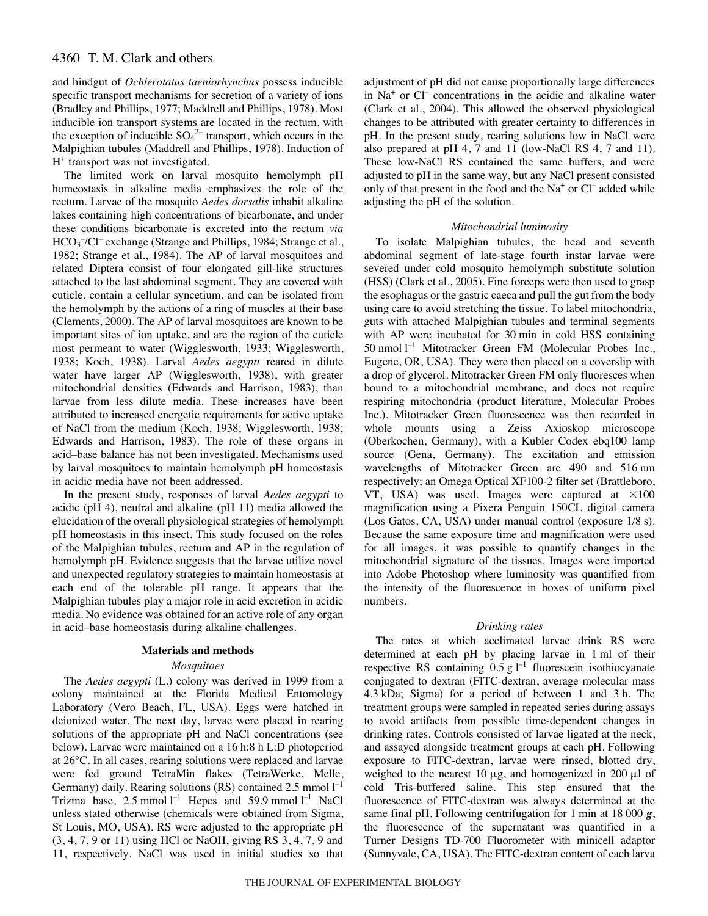and hindgut of *Ochlerotatus taeniorhynchus* possess inducible specific transport mechanisms for secretion of a variety of ions (Bradley and Phillips, 1977; Maddrell and Phillips, 1978). Most inducible ion transport systems are located in the rectum, with the exception of inducible $SO_4^{2-}$ transport, which occurs in the Malpighian tubules (Maddrell and Phillips, 1978). Induction of $H^+$ transport was not investigated.

The limited work on larval mosquito hemolymph pH homeostasis in alkaline media emphasizes the role of the rectum. Larvae of the mosquito *Aedes dorsalis* inhabit alkaline lakes containing high concentrations of bicarbonate, and under these conditions bicarbonate is excreted into the rectum *via* $HCO_3^-/Cl^-$ exchange (Strange and Phillips, 1984; Strange et al., 1982; Strange et al., 1984). The AP of larval mosquitoes and related Diptera consist of four elongated gill-like structures attached to the last abdominal segment. They are covered with cuticle, contain a cellular syncetium, and can be isolated from the hemolymph by the actions of a ring of muscles at their base (Clements, 2000). The AP of larval mosquitoes are known to be important sites of ion uptake, and are the region of the cuticle most permeant to water (Wigglesworth, 1933; Wigglesworth, 1938; Koch, 1938). Larval *Aedes aegypti* reared in dilute water have larger AP (Wigglesworth, 1938), with greater mitochondrial densities (Edwards and Harrison, 1983), than larvae from less dilute media. These increases have been attributed to increased energetic requirements for active uptake of NaCl from the medium (Koch, 1938; Wigglesworth, 1938; Edwards and Harrison, 1983). The role of these organs in acid–base balance has not been investigated. Mechanisms used by larval mosquitoes to maintain hemolymph pH homeostasis in acidic media have not been addressed.

In the present study, responses of larval *Aedes aegypti* to acidic (pH 4), neutral and alkaline (pH 11) media allowed the elucidation of the overall physiological strategies of hemolymph pH homeostasis in this insect. This study focused on the roles of the Malpighian tubules, rectum and AP in the regulation of hemolymph pH. Evidence suggests that the larvae utilize novel and unexpected regulatory strategies to maintain homeostasis at each end of the tolerable pH range. It appears that the Malpighian tubules play a major role in acid excretion in acidic media. No evidence was obtained for an active role of any organ in acid–base homeostasis during alkaline challenges.

## Materials and methods

### *Mosquitoes*

The *Aedes aegypti* (L.) colony was derived in 1999 from a colony maintained at the Florida Medical Entomology Laboratory (Vero Beach, FL, USA). Eggs were hatched in deionized water. The next day, larvae were placed in rearing solutions of the appropriate pH and NaCl concentrations (see below). Larvae were maintained on a 16 h:8 h L:D photoperiod at 26°C. In all cases, rearing solutions were replaced and larvae were fed ground TetraMin flakes (TetraWerke, Melle, Germany) daily. Rearing solutions (RS) contained 2.5 mmol $l^{-1}$ Trizma base, 2.5 mmol $l^{-1}$ Hepes and 59.9 mmol $l^{-1}$ NaCl unless stated otherwise (chemicals were obtained from Sigma, St Louis, MO, USA). RS were adjusted to the appropriate pH (3, 4, 7, 9 or 11) using HCl or NaOH, giving RS 3, 4, 7, 9 and 11, respectively. NaCl was used in initial studies so that adjustment of pH did not cause proportionally large differences in $Na^+$ or $Cl^-$ concentrations in the acidic and alkaline water (Clark et al., 2004). This allowed the observed physiological changes to be attributed with greater certainty to differences in pH. In the present study, rearing solutions low in NaCl were also prepared at pH 4, 7 and 11 (low-NaCl RS 4, 7 and 11). These low-NaCl RS contained the same buffers, and were adjusted to pH in the same way, but any NaCl present consisted only of that present in the food and the $Na^+$ or $Cl^-$ added while adjusting the pH of the solution.

### *Mitochondrial luminosity*

To isolate Malpighian tubules, the head and seventh abdominal segment of late-stage fourth instar larvae were severed under cold mosquito hemolymph substitute solution (HSS) (Clark et al., 2005). Fine forceps were then used to grasp the esophagus or the gastric caeca and pull the gut from the body using care to avoid stretching the tissue. To label mitochondria, guts with attached Malpighian tubules and terminal segments with AP were incubated for 30 min in cold HSS containing 50 nmol $l^{-1}$ Mitotracker Green FM (Molecular Probes Inc., Eugene, OR, USA). They were then placed on a coverslip with a drop of glycerol. Mitotracker Green FM only fluoresces when bound to a mitochondrial membrane, and does not require respiring mitochondria (product literature, Molecular Probes Inc.). Mitotracker Green fluorescence was then recorded in whole mounts using a Zeiss Axioskop microscope (Oberkochen, Germany), with a Kubler Codex ebq100 lamp source (Gena, Germany). The excitation and emission wavelengths of Mitotracker Green are 490 and 516 nm respectively; an Omega Optical XF100-2 filter set (Brattleboro, VT, USA) was used. Images were captured at ×100 magnification using a Pixera Penguin 150CL digital camera (Los Gatos, CA, USA) under manual control (exposure 1/8 s). Because the same exposure time and magnification were used for all images, it was possible to quantify changes in the mitochondrial signature of the tissues. Images were imported into Adobe Photoshop where luminosity was quantified from the intensity of the fluorescence in boxes of uniform pixel numbers.

### *Drinking rates*

The rates at which acclimated larvae drink RS were determined at each pH by placing larvae in 1 ml of their respective RS containing 0.5 g $l^{-1}$ fluorescein isothiocyanate conjugated to dextran (FITC-dextran, average molecular mass 4.3 kDa; Sigma) for a period of between 1 and 3 h. The treatment groups were sampled in repeated series during assays to avoid artifacts from possible time-dependent changes in drinking rates. Controls consisted of larvae ligated at the neck, and assayed alongside treatment groups at each pH. Following exposure to FITC-dextran, larvae were rinsed, blotted dry, weighed to the nearest 10 μg, and homogenized in 200 μl of cold Tris-buffered saline. This step ensured that the fluorescence of FITC-dextran was always determined at the same final pH. Following centrifugation for 1 min at 18 000 ***g***, the fluorescence of the supernatant was quantified in a Turner Designs TD-700 Fluorometer with minicell adaptor (Sunnyvale, CA, USA). The FITC-dextran content of each larva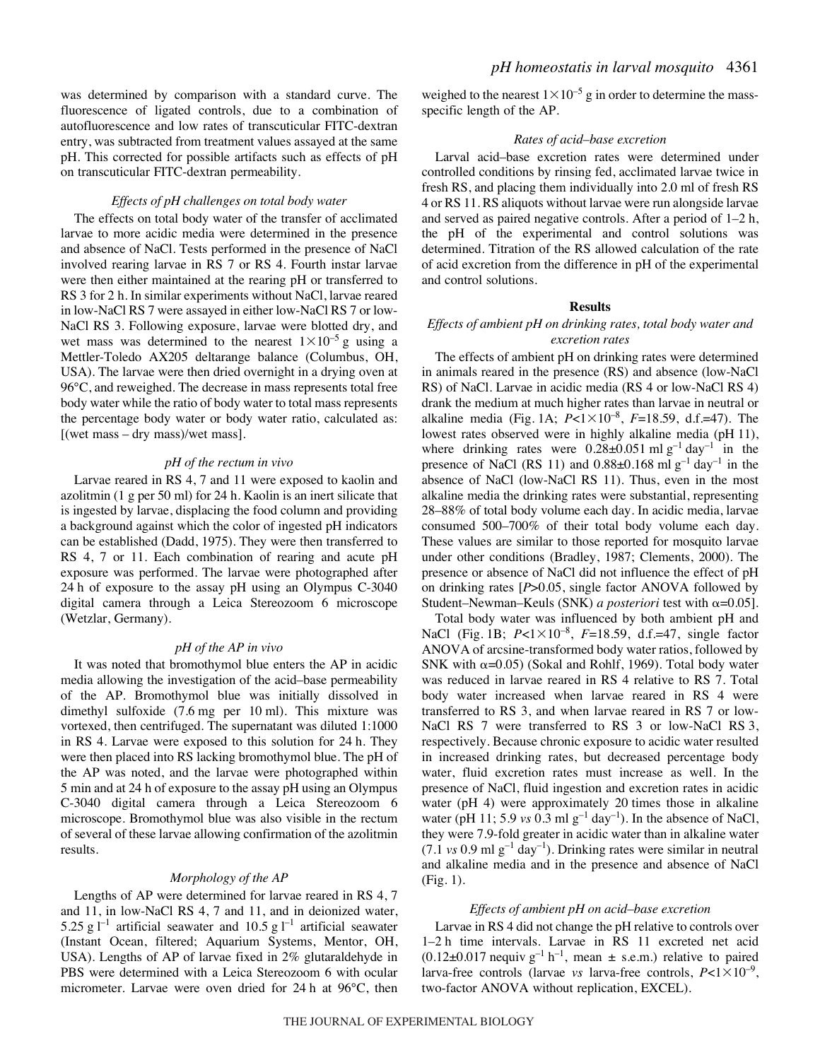was determined by comparison with a standard curve. The fluorescence of ligated controls, due to a combination of autofluorescence and low rates of transcuticular FITC-dextran entry, was subtracted from treatment values assayed at the same pH. This corrected for possible artifacts such as effects of pH on transcuticular FITC-dextran permeability.

### *Effects of pH challenges on total body water*

The effects on total body water of the transfer of acclimated larvae to more acidic media were determined in the presence and absence of NaCl. Tests performed in the presence of NaCl involved rearing larvae in RS 7 or RS 4. Fourth instar larvae were then either maintained at the rearing pH or transferred to RS 3 for 2 h. In similar experiments without NaCl, larvae reared in low-NaCl RS 7 were assayed in either low-NaCl RS 7 or low-NaCl RS 3. Following exposure, larvae were blotted dry, and wet mass was determined to the nearest $1\times10^{-5}$ g using a Mettler-Toledo AX205 deltarange balance (Columbus, OH, USA). The larvae were then dried overnight in a drying oven at 96°C, and reweighed. The decrease in mass represents total free body water while the ratio of body water to total mass represents the percentage body water or body water ratio, calculated as: [(wet mass – dry mass)/wet mass].

### *pH of the rectum in vivo*

Larvae reared in RS 4, 7 and 11 were exposed to kaolin and azolitmin (1 g per 50 ml) for 24 h. Kaolin is an inert silicate that is ingested by larvae, displacing the food column and providing a background against which the color of ingested pH indicators can be established (Dadd, 1975). They were then transferred to RS 4, 7 or 11. Each combination of rearing and acute pH exposure was performed. The larvae were photographed after 24 h of exposure to the assay pH using an Olympus C-3040 digital camera through a Leica Stereozoom 6 microscope (Wetzlar, Germany).

### *pH of the AP in vivo*

It was noted that bromothymol blue enters the AP in acidic media allowing the investigation of the acid–base permeability of the AP. Bromothymol blue was initially dissolved in dimethyl sulfoxide (7.6 mg per 10 ml). This mixture was vortexed, then centrifuged. The supernatant was diluted 1:1000 in RS 4. Larvae were exposed to this solution for 24 h. They were then placed into RS lacking bromothymol blue. The pH of the AP was noted, and the larvae were photographed within 5 min and at 24 h of exposure to the assay pH using an Olympus C-3040 digital camera through a Leica Stereozoom 6 microscope. Bromothymol blue was also visible in the rectum of several of these larvae allowing confirmation of the azolitmin results.

### *Morphology of the AP*

Lengths of AP were determined for larvae reared in RS 4, 7 and 11, in low-NaCl RS 4, 7 and 11, and in deionized water, 5.25 g $l^{-1}$ artificial seawater and 10.5 g $l^{-1}$ artificial seawater (Instant Ocean, filtered; Aquarium Systems, Mentor, OH, USA). Lengths of AP of larvae fixed in 2% glutaraldehyde in PBS were determined with a Leica Stereozoom 6 with ocular micrometer. Larvae were oven dried for 24 h at 96°C, then weighed to the nearest $1\times10^{-5}$ g in order to determine the mass-specific length of the AP.

### *Rates of acid–base excretion*

Larval acid–base excretion rates were determined under controlled conditions by rinsing fed, acclimated larvae twice in fresh RS, and placing them individually into 2.0 ml of fresh RS 4 or RS 11. RS aliquots without larvae were run alongside larvae and served as paired negative controls. After a period of 1–2 h, the pH of the experimental and control solutions was determined. Titration of the RS allowed calculation of the rate of acid excretion from the difference in pH of the experimental and control solutions.

## Results

### *Effects of ambient pH on drinking rates, total body water and excretion rates*

The effects of ambient pH on drinking rates were determined in animals reared in the presence (RS) and absence (low-NaCl RS) of NaCl. Larvae in acidic media (RS 4 or low-NaCl RS 4) drank the medium at much higher rates than larvae in neutral or alkaline media (Fig. 1A; $P<1\times10^{-8}$, $F$=18.59, d.f.=47). The lowest rates observed were in highly alkaline media (pH 11), where drinking rates were 0.28±0.051 ml $g^{-1}$ $day^{-1}$ in the presence of NaCl (RS 11) and 0.88±0.168 ml $g^{-1}$ $day^{-1}$ in the absence of NaCl (low-NaCl RS 11). Thus, even in the most alkaline media the drinking rates were substantial, representing 28–88% of total body volume each day. In acidic media, larvae consumed 500–700% of their total body volume each day. These values are similar to those reported for mosquito larvae under other conditions (Bradley, 1987; Clements, 2000). The presence or absence of NaCl did not influence the effect of pH on drinking rates [$P$>0.05, single factor ANOVA followed by Student–Newman–Keuls (SNK) *a posteriori* test with $\alpha$=0.05].

Total body water was influenced by both ambient pH and NaCl (Fig. 1B; $P<1\times10^{-8}$, $F$=18.59, d.f.=47, single factor ANOVA of arcsine-transformed body water ratios, followed by SNK with $\alpha$=0.05) (Sokal and Rohlf, 1969). Total body water was reduced in larvae reared in RS 4 relative to RS 7. Total body water increased when larvae reared in RS 4 were transferred to RS 3, and when larvae reared in RS 7 or low-NaCl RS 7 were transferred to RS 3 or low-NaCl RS 3, respectively. Because chronic exposure to acidic water resulted in increased drinking rates, but decreased percentage body water, fluid excretion rates must increase as well. In the presence of NaCl, fluid ingestion and excretion rates in acidic water (pH 4) were approximately 20 times those in alkaline water (pH 11; 5.9 *vs* 0.3 ml $g^{-1}$ $day^{-1}$). In the absence of NaCl, they were 7.9-fold greater in acidic water than in alkaline water (7.1 *vs* 0.9 ml $g^{-1}$ $day^{-1}$). Drinking rates were similar in neutral and alkaline media and in the presence and absence of NaCl (Fig. 1).

### *Effects of ambient pH on acid–base excretion*

Larvae in RS 4 did not change the pH relative to controls over 1–2 h time intervals. Larvae in RS 11 excreted net acid (0.12±0.017 nequiv $g^{-1}$ $h^{-1}$, mean ± s.e.m.) relative to paired larva-free controls (larvae *vs* larva-free controls, $P<1\times10^{-9}$, two-factor ANOVA without replication, EXCEL).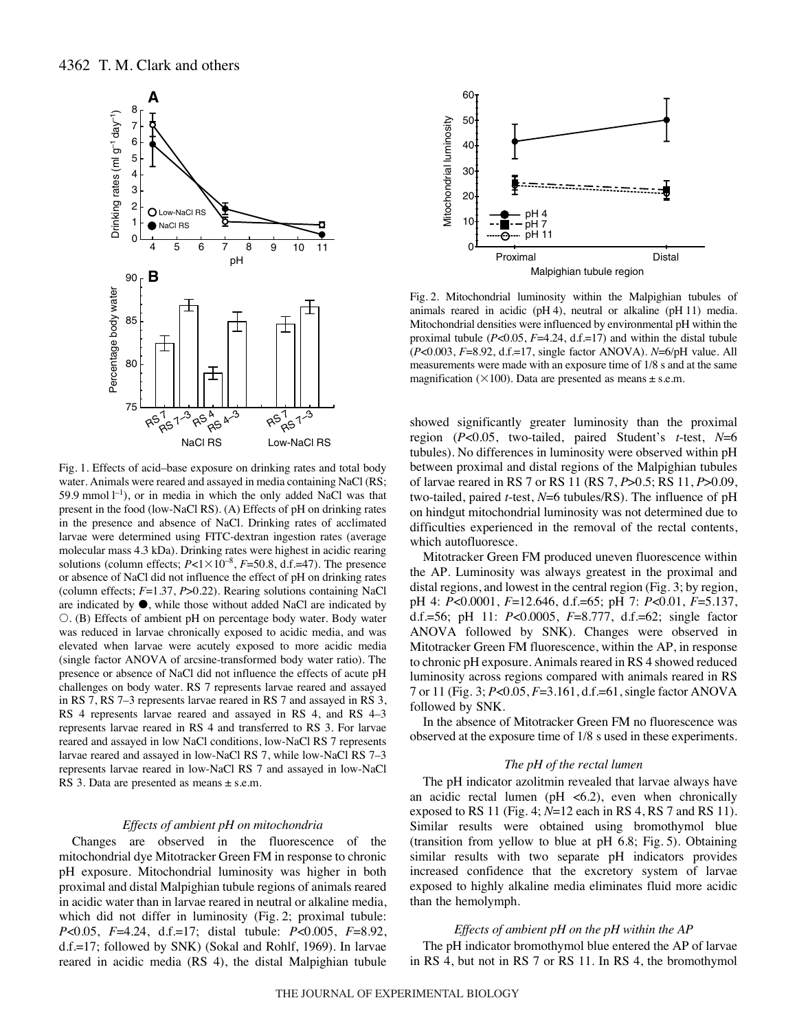Fig. 1. Effects of acid–base exposure on drinking rates and total body water. Animals were reared and assayed in media containing NaCl (RS; 59.9 mmol $l^{-1}$), or in media in which the only added NaCl was that present in the food (low-NaCl RS). (A) Effects of pH on drinking rates in the presence and absence of NaCl. Drinking rates of acclimated larvae were determined using FITC-dextran ingestion rates (average molecular mass 4.3 kDa). Drinking rates were highest in acidic rearing solutions (column effects; $P<1\times10^{-8}$, $F$=50.8, d.f.=47). The presence or absence of NaCl did not influence the effect of pH on drinking rates (column effects; $F$=1.37, $P$>0.22). Rearing solutions containing NaCl are indicated by ●, while those without added NaCl are indicated by ○. (B) Effects of ambient pH on percentage body water. Body water was reduced in larvae chronically exposed to acidic media, and was elevated when larvae were acutely exposed to more acidic media (single factor ANOVA of arcsine-transformed body water ratio). The presence or absence of NaCl did not influence the effects of acute pH challenges on body water. RS 7 represents larvae reared and assayed in RS 7, RS 7–3 represents larvae reared in RS 7 and assayed in RS 3, RS 4 represents larvae reared and assayed in RS 4, and RS 4–3 represents larvae reared in RS 4 and transferred to RS 3. For larvae reared and assayed in low NaCl conditions, low-NaCl RS 7 represents larvae reared and assayed in low-NaCl RS 7, while low-NaCl RS 7–3 represents larvae reared in low-NaCl RS 7 and assayed in low-NaCl RS 3. Data are presented as means ± s.e.m.

### *Effects of ambient pH on mitochondria*

Changes are observed in the fluorescence of the mitochondrial dye Mitotracker Green FM in response to chronic pH exposure. Mitochondrial luminosity was higher in both proximal and distal Malpighian tubule regions of animals reared in acidic water than in larvae reared in neutral or alkaline media, which did not differ in luminosity (Fig. 2; proximal tubule: $P$<0.05, $F$=4.24, d.f.=17; distal tubule: $P$<0.005, $F$=8.92, d.f.=17; followed by SNK) (Sokal and Rohlf, 1969). In larvae reared in acidic media (RS 4), the distal Malpighian tubule showed significantly greater luminosity than the proximal region ($P$<0.05, two-tailed, paired Student's $t$-test, $N$=6 tubules). No differences in luminosity were observed within pH between proximal and distal regions of the Malpighian tubules of larvae reared in RS 7 or RS 11 (RS 7, $P$>0.5; RS 11, $P$>0.09, two-tailed, paired $t$-test, $N$=6 tubules/RS). The influence of pH on hindgut mitochondrial luminosity was not determined due to difficulties experienced in the removal of the rectal contents, which autofluoresce.

Fig. 2. Mitochondrial luminosity within the Malpighian tubules of animals reared in acidic (pH 4), neutral or alkaline (pH 11) media. Mitochondrial densities were influenced by environmental pH within the proximal tubule ($P$<0.05, $F$=4.24, d.f.=17) and within the distal tubule ($P$<0.003, $F$=8.92, d.f.=17, single factor ANOVA). $N$=6/pH value. All measurements were made with an exposure time of 1/8 s and at the same magnification (×100). Data are presented as means ± s.e.m.

Mitotracker Green FM produced uneven fluorescence within the AP. Luminosity was always greatest in the proximal and distal regions, and lowest in the central region (Fig. 3; by region, pH 4: $P$<0.0001, $F$=12.646, d.f.=65; pH 7: $P$<0.01, $F$=5.137, d.f.=56; pH 11: $P$<0.0005, $F$=8.777, d.f.=62; single factor ANOVA followed by SNK). Changes were observed in Mitotracker Green FM fluorescence, within the AP, in response to chronic pH exposure. Animals reared in RS 4 showed reduced luminosity across regions compared with animals reared in RS 7 or 11 (Fig. 3; $P$<0.05, $F$=3.161, d.f.=61, single factor ANOVA followed by SNK.

In the absence of Mitotracker Green FM no fluorescence was observed at the exposure time of 1/8 s used in these experiments.

### *The pH of the rectal lumen*

The pH indicator azolitmin revealed that larvae always have an acidic rectal lumen (pH <6.2), even when chronically exposed to RS 11 (Fig. 4; $N$=12 each in RS 4, RS 7 and RS 11). Similar results were obtained using bromothymol blue (transition from yellow to blue at pH 6.8; Fig. 5). Obtaining similar results with two separate pH indicators provides increased confidence that the excretory system of larvae exposed to highly alkaline media eliminates fluid more acidic than the hemolymph.

### *Effects of ambient pH on the pH within the AP*

The pH indicator bromothymol blue entered the AP of larvae in RS 4, but not in RS 7 or RS 11. In RS 4, the bromothymol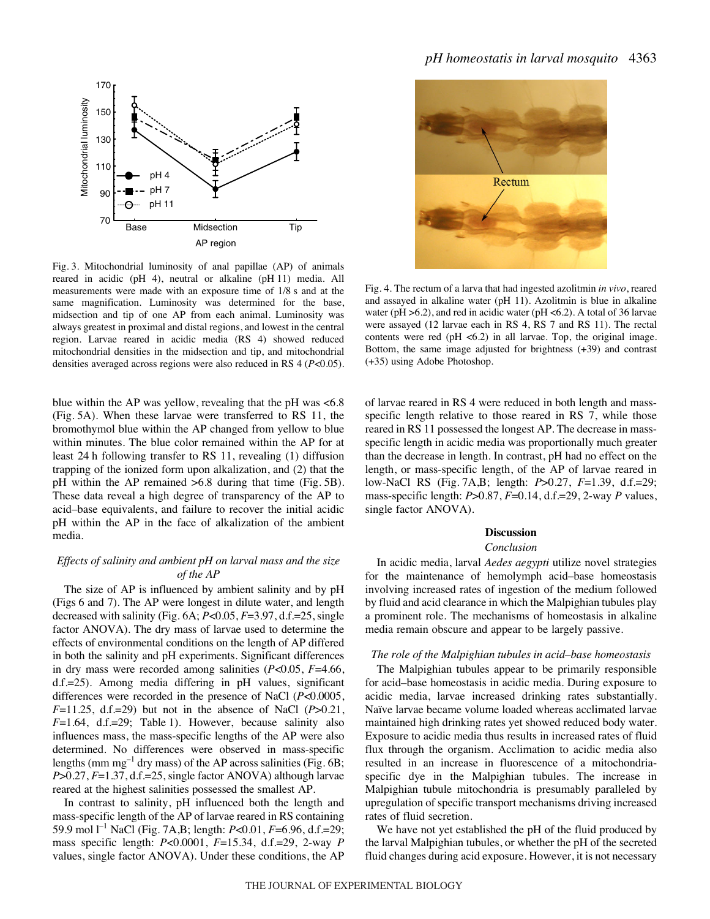Fig. 3. Mitochondrial luminosity of anal papillae (AP) of animals reared in acidic (pH 4), neutral or alkaline (pH 11) media. All measurements were made with an exposure time of 1/8 s and at the same magnification. Luminosity was determined for the base, midsection and tip of one AP from each animal. Luminosity was always greatest in proximal and distal regions, and lowest in the central region. Larvae reared in acidic media (RS 4) showed reduced mitochondrial densities in the midsection and tip, and mitochondrial densities averaged across regions were also reduced in RS 4 ($P$<0.05).

Fig. 4. The rectum of a larva that had ingested azolitmin *in vivo*, reared and assayed in alkaline water (pH 11). Azolitmin is blue in alkaline water (pH >6.2), and red in acidic water (pH <6.2). A total of 36 larvae were assayed (12 larvae each in RS 4, RS 7 and RS 11). The rectal contents were red (pH <6.2) in all larvae. Top, the original image. Bottom, the same image adjusted for brightness (+39) and contrast (+35) using Adobe Photoshop.

blue within the AP was yellow, revealing that the pH was <6.8 (Fig. 5A). When these larvae were transferred to RS 11, the bromothymol blue within the AP changed from yellow to blue within minutes. The blue color remained within the AP for at least 24 h following transfer to RS 11, revealing (1) diffusion trapping of the ionized form upon alkalization, and (2) that the pH within the AP remained >6.8 during that time (Fig. 5B). These data reveal a high degree of transparency of the AP to acid–base equivalents, and failure to recover the initial acidic pH within the AP in the face of alkalization of the ambient media.

### *Effects of salinity and ambient pH on larval mass and the size of the AP*

The size of AP is influenced by ambient salinity and by pH (Figs 6 and 7). The AP were longest in dilute water, and length decreased with salinity (Fig. 6A; $P$<0.05, $F$=3.97, d.f.=25, single factor ANOVA). The dry mass of larvae used to determine the effects of environmental conditions on the length of AP differed in both the salinity and pH experiments. Significant differences in dry mass were recorded among salinities ($P$<0.05, $F$=4.66, d.f.=25). Among media differing in pH values, significant differences were recorded in the presence of NaCl ($P$<0.0005, $F$=11.25, d.f.=29) but not in the absence of NaCl ($P$>0.21, $F$=1.64, d.f.=29; Table 1). However, because salinity also influences mass, the mass-specific lengths of the AP were also determined. No differences were observed in mass-specific lengths (mm mg$^{-1}$ dry mass) of the AP across salinities (Fig. 6B; $P$>0.27, $F$=1.37, d.f.=25, single factor ANOVA) although larvae reared at the highest salinities possessed the smallest AP.

In contrast to salinity, pH influenced both the length and mass-specific length of the AP of larvae reared in RS containing 59.9 mol l$^{-1}$ NaCl (Fig. 7A,B; length: $P$<0.01, $F$=6.96, d.f.=29; mass specific length: $P$<0.0001, $F$=15.34, d.f.=29, 2-way $P$ values, single factor ANOVA). Under these conditions, the AP of larvae reared in RS 4 were reduced in both length and mass-specific length relative to those reared in RS 7, while those reared in RS 11 possessed the longest AP. The decrease in mass-specific length in acidic media was proportionally much greater than the decrease in length. In contrast, pH had no effect on the length, or mass-specific length, of the AP of larvae reared in low-NaCl RS (Fig. 7A,B; length: $P$>0.27, $F$=1.39, d.f.=29; mass-specific length: $P$>0.87, $F$=0.14, d.f.=29, 2-way $P$ values, single factor ANOVA).

## Discussion

### *Conclusion*

In acidic media, larval *Aedes aegypti* utilize novel strategies for the maintenance of hemolymph acid–base homeostasis involving increased rates of ingestion of the medium followed by fluid and acid clearance in which the Malpighian tubules play a prominent role. The mechanisms of homeostasis in alkaline media remain obscure and appear to be largely passive.

### *The role of the Malpighian tubules in acid–base homeostasis*

The Malpighian tubules appear to be primarily responsible for acid–base homeostasis in acidic media. During exposure to acidic media, larvae increased drinking rates substantially. Naïve larvae became volume loaded whereas acclimated larvae maintained high drinking rates yet showed reduced body water. Exposure to acidic media thus results in increased rates of fluid flux through the organism. Acclimation to acidic media also resulted in an increase in fluorescence of a mitochondria-specific dye in the Malpighian tubules. The increase in Malpighian tubule mitochondria is presumably paralleled by upregulation of specific transport mechanisms driving increased rates of fluid secretion.

We have not yet established the pH of the fluid produced by the larval Malpighian tubules, or whether the pH of the secreted fluid changes during acid exposure. However, it is not necessary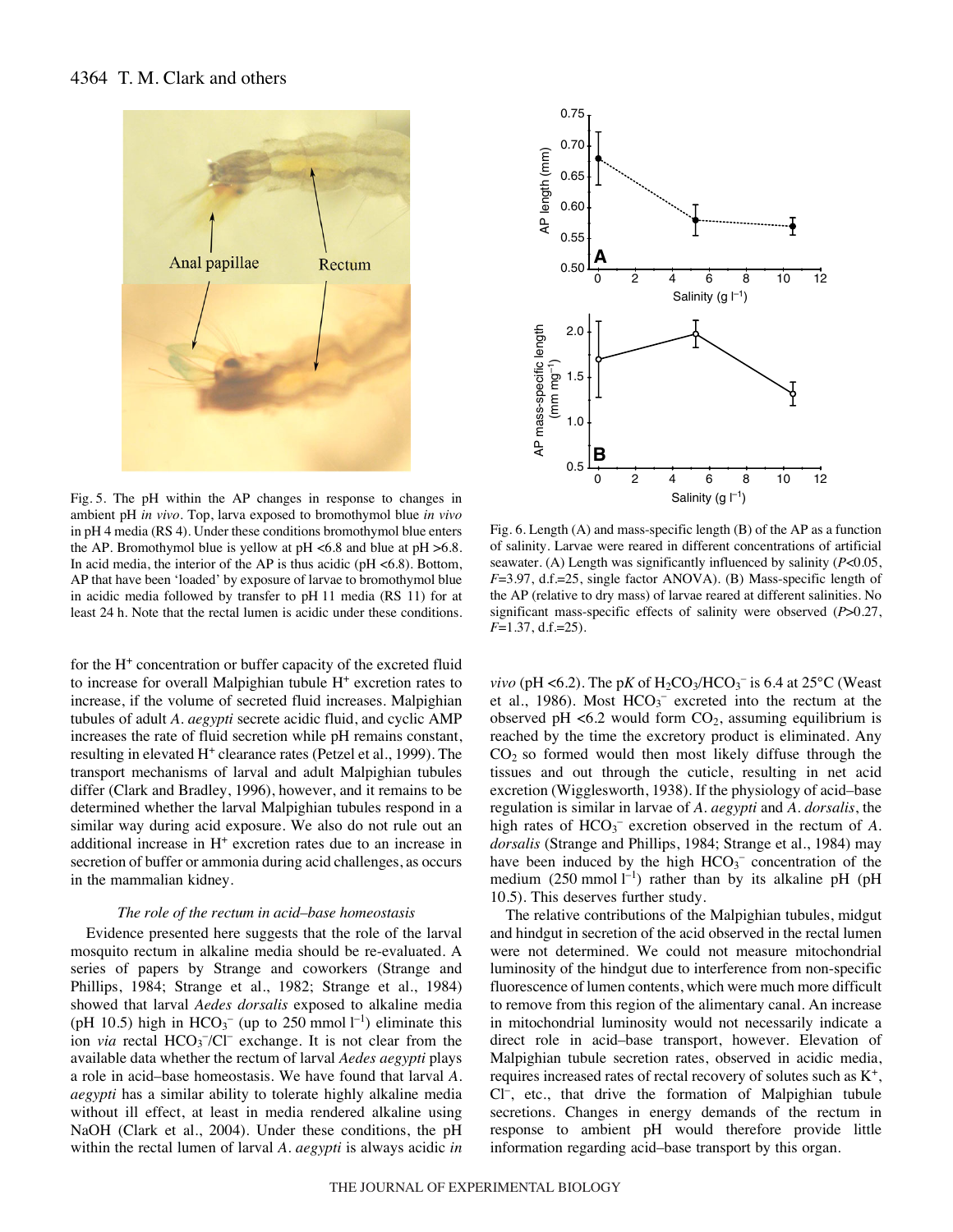Fig. 5. The pH within the AP changes in response to changes in ambient pH *in vivo*. Top, larva exposed to bromothymol blue *in vivo* in pH 4 media (RS 4). Under these conditions bromothymol blue enters the AP. Bromothymol blue is yellow at pH <6.8 and blue at pH >6.8. In acid media, the interior of the AP is thus acidic (pH <6.8). Bottom, AP that have been 'loaded' by exposure of larvae to bromothymol blue in acidic media followed by transfer to pH 11 media (RS 11) for at least 24 h. Note that the rectal lumen is acidic under these conditions.

Fig. 6. Length (A) and mass-specific length (B) of the AP as a function of salinity. Larvae were reared in different concentrations of artificial seawater. (A) Length was significantly influenced by salinity ($P<0.05$, $F=3.97$, d.f.=25, single factor ANOVA). (B) Mass-specific length of the AP (relative to dry mass) of larvae reared at different salinities. No significant mass-specific effects of salinity were observed ($P>0.27$, $F=1.37$, d.f.=25).

for the $H^+$ concentration or buffer capacity of the excreted fluid to increase for overall Malpighian tubule $H^+$ excretion rates to increase, if the volume of secreted fluid increases. Malpighian tubules of adult *A. aegypti* secrete acidic fluid, and cyclic AMP increases the rate of fluid secretion while pH remains constant, resulting in elevated $H^+$ clearance rates (Petzel et al., 1999). The transport mechanisms of larval and adult Malpighian tubules differ (Clark and Bradley, 1996), however, and it remains to be determined whether the larval Malpighian tubules respond in a similar way during acid exposure. We also do not rule out an additional increase in $H^+$ excretion rates due to an increase in secretion of buffer or ammonia during acid challenges, as occurs in the mammalian kidney.

### *The role of the rectum in acid–base homeostasis*

Evidence presented here suggests that the role of the larval mosquito rectum in alkaline media should be re-evaluated. A series of papers by Strange and coworkers (Strange and Phillips, 1984; Strange et al., 1982; Strange et al., 1984) showed that larval *Aedes dorsalis* exposed to alkaline media (pH 10.5) high in $HCO_3^-$ (up to 250 mmol $l^{-1}$) eliminate this ion *via* rectal $HCO_3^-/Cl^-$ exchange. It is not clear from the available data whether the rectum of larval *Aedes aegypti* plays a role in acid–base homeostasis. We have found that larval *A. aegypti* has a similar ability to tolerate highly alkaline media without ill effect, at least in media rendered alkaline using NaOH (Clark et al., 2004). Under these conditions, the pH within the rectal lumen of larval *A. aegypti* is always acidic *in vivo* (pH <6.2). The p*K* of $H_2CO_3/HCO_3^-$ is 6.4 at 25°C (Weast et al., 1986). Most $HCO_3^-$ excreted into the rectum at the observed pH <6.2 would form $CO_2$, assuming equilibrium is reached by the time the excretory product is eliminated. Any $CO_2$ so formed would then most likely diffuse through the tissues and out through the cuticle, resulting in net acid excretion (Wigglesworth, 1938). If the physiology of acid–base regulation is similar in larvae of *A. aegypti* and *A. dorsalis*, the high rates of $HCO_3^-$ excretion observed in the rectum of *A. dorsalis* (Strange and Phillips, 1984; Strange et al., 1984) may have been induced by the high $HCO_3^-$ concentration of the medium (250 mmol $l^{-1}$) rather than by its alkaline pH (pH 10.5). This deserves further study.

The relative contributions of the Malpighian tubules, midgut and hindgut in secretion of the acid observed in the rectal lumen were not determined. We could not measure mitochondrial luminosity of the hindgut due to interference from non-specific fluorescence of lumen contents, which were much more difficult to remove from this region of the alimentary canal. An increase in mitochondrial luminosity would not necessarily indicate a direct role in acid–base transport, however. Elevation of Malpighian tubule secretion rates, observed in acidic media, requires increased rates of rectal recovery of solutes such as $K^+$, $Cl^-$, etc., that drive the formation of Malpighian tubule secretions. Changes in energy demands of the rectum in response to ambient pH would therefore provide little information regarding acid–base transport by this organ.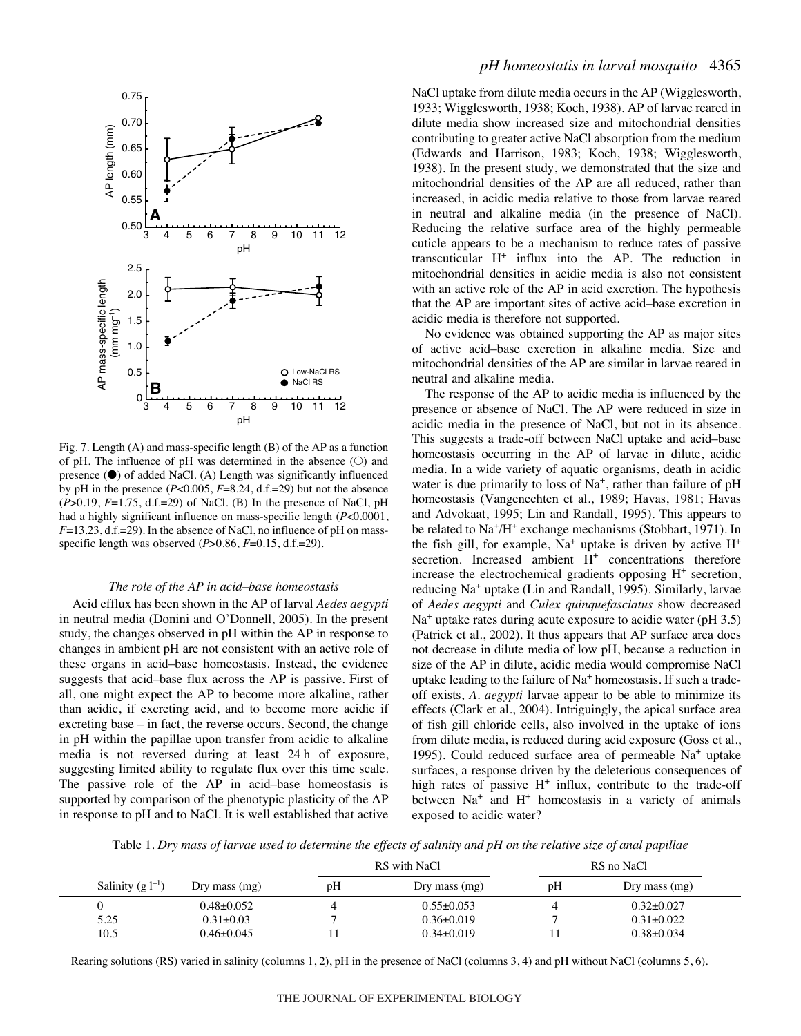Fig. 7. Length (A) and mass-specific length (B) of the AP as a function of pH. The influence of pH was determined in the absence (○) and presence (●) of added NaCl. (A) Length was significantly influenced by pH in the presence ($P<0.005$, $F=8.24$, d.f.=29) but not the absence ($P>0.19$, $F=1.75$, d.f.=29) of NaCl. (B) In the presence of NaCl, pH had a highly significant influence on mass-specific length ($P<0.0001$, $F=13.23$, d.f.=29). In the absence of NaCl, no influence of pH on mass-specific length was observed ($P>0.86$, $F=0.15$, d.f.=29).

### The role of the AP in acid–base homeostasis

Acid efflux has been shown in the AP of larval *Aedes aegypti* in neutral media (Donini and O'Donnell, 2005). In the present study, the changes observed in pH within the AP in response to changes in ambient pH are not consistent with an active role of these organs in acid–base homeostasis. Instead, the evidence suggests that acid–base flux across the AP is passive. First of all, one might expect the AP to become more alkaline, rather than acidic, if excreting acid, and to become more acidic if excreting base – in fact, the reverse occurs. Second, the change in pH within the papillae upon transfer from acidic to alkaline media is not reversed during at least 24 h of exposure, suggesting limited ability to regulate flux over this time scale. The passive role of the AP in acid–base homeostasis is supported by comparison of the phenotypic plasticity of the AP in response to pH and to NaCl. It is well established that active NaCl uptake from dilute media occurs in the AP (Wigglesworth, 1933; Wigglesworth, 1938; Koch, 1938). AP of larvae reared in dilute media show increased size and mitochondrial densities contributing to greater active NaCl absorption from the medium (Edwards and Harrison, 1983; Koch, 1938; Wigglesworth, 1938). In the present study, we demonstrated that the size and mitochondrial densities of the AP are all reduced, rather than increased, in acidic media relative to those from larvae reared in neutral and alkaline media (in the presence of NaCl). Reducing the relative surface area of the highly permeable cuticle appears to be a mechanism to reduce rates of passive transcuticular $H^+$ influx into the AP. The reduction in mitochondrial densities in acidic media is also not consistent with an active role of the AP in acid excretion. The hypothesis that the AP are important sites of active acid–base excretion in acidic media is therefore not supported.

No evidence was obtained supporting the AP as major sites of active acid–base excretion in alkaline media. Size and mitochondrial densities of the AP are similar in larvae reared in neutral and alkaline media.

The response of the AP to acidic media is influenced by the presence or absence of NaCl. The AP were reduced in size in acidic media in the presence of NaCl, but not in its absence. This suggests a trade-off between NaCl uptake and acid–base homeostasis occurring in the AP of larvae in dilute, acidic media. In a wide variety of aquatic organisms, death in acidic water is due primarily to loss of $Na^+$, rather than failure of pH homeostasis (Vangenechten et al., 1989; Havas, 1981; Havas and Advokaat, 1995; Lin and Randall, 1995). This appears to be related to $Na^+/H^+$ exchange mechanisms (Stobbart, 1971). In the fish gill, for example, $Na^+$ uptake is driven by active $H^+$ secretion. Increased ambient $H^+$ concentrations therefore increase the electrochemical gradients opposing $H^+$ secretion, reducing $Na^+$ uptake (Lin and Randall, 1995). Similarly, larvae of *Aedes aegypti* and *Culex quinquefasciatus* show decreased $Na^+$ uptake rates during acute exposure to acidic water (pH 3.5) (Patrick et al., 2002). It thus appears that AP surface area does not decrease in dilute media of low pH, because a reduction in size of the AP in dilute, acidic media would compromise NaCl uptake leading to the failure of $Na^+$ homeostasis. If such a trade-off exists, *A. aegypti* larvae appear to be able to minimize its effects (Clark et al., 2004). Intriguingly, the apical surface area of fish gill chloride cells, also involved in the uptake of ions from dilute media, is reduced during acid exposure (Goss et al., 1995). Could reduced surface area of permeable $Na^+$ uptake surfaces, a response driven by the deleterious consequences of high rates of passive $H^+$ influx, contribute to the trade-off between $Na^+$ and $H^+$ homeostasis in a variety of animals exposed to acidic water?

Table 1. *Dry mass of larvae used to determine the effects of salinity and pH on the relative size of anal papillae*

| | | RS with NaCl | | RS no NaCl | |
|---|---|---|---|---|---|
| Salinity (g $l^{-1}$) | Dry mass (mg) | pH | Dry mass (mg) | pH | Dry mass (mg) |
| 0 | 0.48±0.052 | 4 | 0.55±0.053 | 4 | 0.32±0.027 |
| 5.25 | 0.31±0.03 | 7 | 0.36±0.019 | 7 | 0.31±0.022 |
| 10.5 | 0.46±0.045 | 11 | 0.34±0.019 | 11 | 0.38±0.034 |

Rearing solutions (RS) varied in salinity (columns 1, 2), pH in the presence of NaCl (columns 3, 4) and pH without NaCl (columns 5, 6).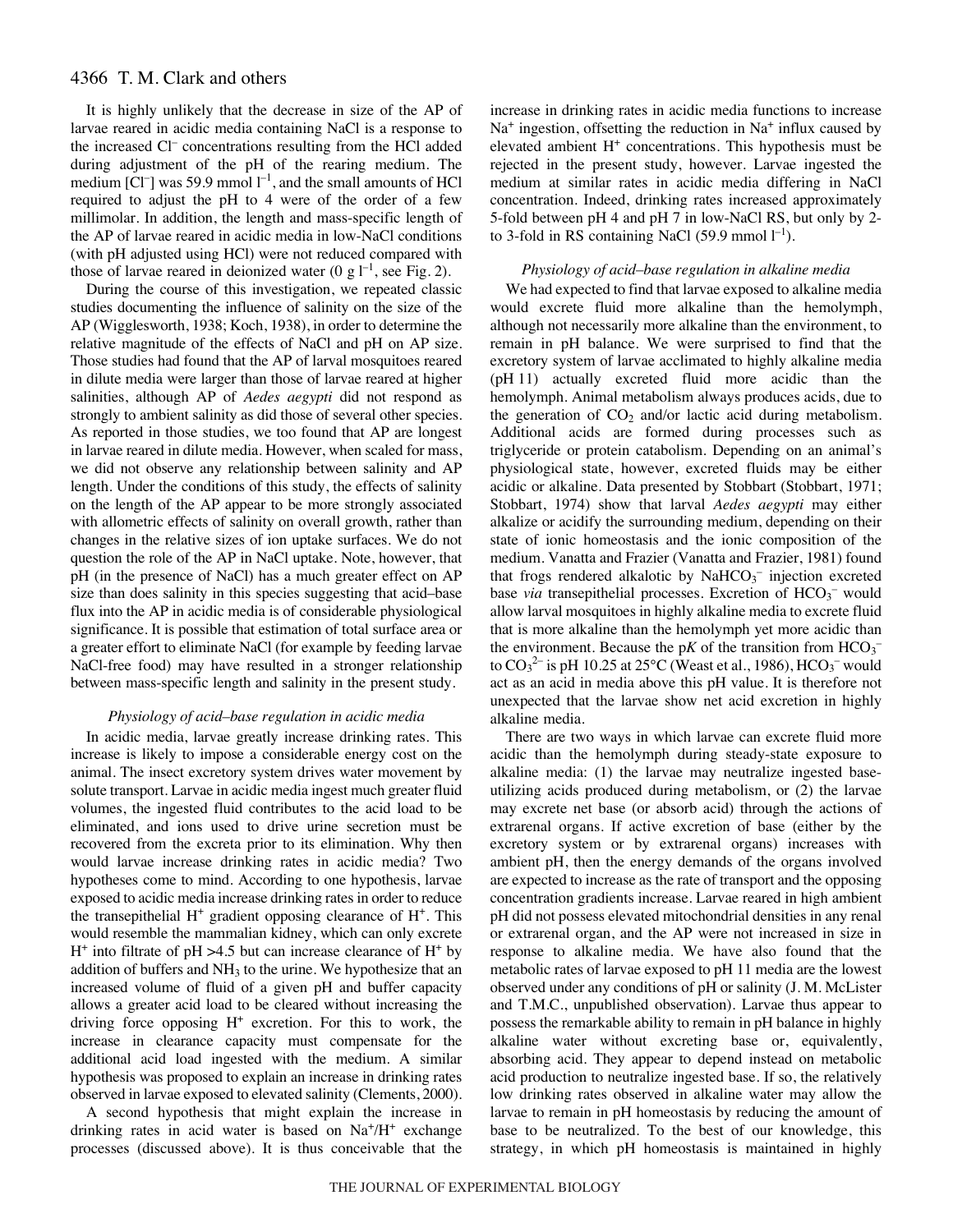It is highly unlikely that the decrease in size of the AP of larvae reared in acidic media containing NaCl is a response to the increased $Cl^-$ concentrations resulting from the HCl added during adjustment of the pH of the rearing medium. The medium [$Cl^-$] was 59.9 mmol $l^{-1}$, and the small amounts of HCl required to adjust the pH to 4 were of the order of a few millimolar. In addition, the length and mass-specific length of the AP of larvae reared in acidic media in low-NaCl conditions (with pH adjusted using HCl) were not reduced compared with those of larvae reared in deionized water (0 g $l^{-1}$, see Fig. 2).

During the course of this investigation, we repeated classic studies documenting the influence of salinity on the size of the AP (Wigglesworth, 1938; Koch, 1938), in order to determine the relative magnitude of the effects of NaCl and pH on AP size. Those studies had found that the AP of larval mosquitoes reared in dilute media were larger than those of larvae reared at higher salinities, although AP of *Aedes aegypti* did not respond as strongly to ambient salinity as did those of several other species. As reported in those studies, we too found that AP are longest in larvae reared in dilute media. However, when scaled for mass, we did not observe any relationship between salinity and AP length. Under the conditions of this study, the effects of salinity on the length of the AP appear to be more strongly associated with allometric effects of salinity on overall growth, rather than changes in the relative sizes of ion uptake surfaces. We do not question the role of the AP in NaCl uptake. Note, however, that pH (in the presence of NaCl) has a much greater effect on AP size than does salinity in this species suggesting that acid–base flux into the AP in acidic media is of considerable physiological significance. It is possible that estimation of total surface area or a greater effort to eliminate NaCl (for example by feeding larvae NaCl-free food) may have resulted in a stronger relationship between mass-specific length and salinity in the present study.

### *Physiology of acid–base regulation in acidic media*

In acidic media, larvae greatly increase drinking rates. This increase is likely to impose a considerable energy cost on the animal. The insect excretory system drives water movement by solute transport. Larvae in acidic media ingest much greater fluid volumes, the ingested fluid contributes to the acid load to be eliminated, and ions used to drive urine secretion must be recovered from the excreta prior to its elimination. Why then would larvae increase drinking rates in acidic media? Two hypotheses come to mind. According to one hypothesis, larvae exposed to acidic media increase drinking rates in order to reduce the transepithelial $H^+$ gradient opposing clearance of $H^+$. This would resemble the mammalian kidney, which can only excrete $H^+$ into filtrate of pH >4.5 but can increase clearance of $H^+$ by addition of buffers and $NH_3$ to the urine. We hypothesize that an increased volume of fluid of a given pH and buffer capacity allows a greater acid load to be cleared without increasing the driving force opposing $H^+$ excretion. For this to work, the increase in clearance capacity must compensate for the additional acid load ingested with the medium. A similar hypothesis was proposed to explain an increase in drinking rates observed in larvae exposed to elevated salinity (Clements, 2000).

A second hypothesis that might explain the increase in drinking rates in acid water is based on $Na^+$/$H^+$ exchange processes (discussed above). It is thus conceivable that the increase in drinking rates in acidic media functions to increase $Na^+$ ingestion, offsetting the reduction in $Na^+$ influx caused by elevated ambient $H^+$ concentrations. This hypothesis must be rejected in the present study, however. Larvae ingested the medium at similar rates in acidic media differing in NaCl concentration. Indeed, drinking rates increased approximately 5-fold between pH 4 and pH 7 in low-NaCl RS, but only by 2- to 3-fold in RS containing NaCl (59.9 mmol $l^{-1}$).

### *Physiology of acid–base regulation in alkaline media*

We had expected to find that larvae exposed to alkaline media would excrete fluid more alkaline than the hemolymph, although not necessarily more alkaline than the environment, to remain in pH balance. We were surprised to find that the excretory system of larvae acclimated to highly alkaline media (pH 11) actually excreted fluid more acidic than the hemolymph. Animal metabolism always produces acids, due to the generation of $CO_2$ and/or lactic acid during metabolism. Additional acids are formed during processes such as triglyceride or protein catabolism. Depending on an animal's physiological state, however, excreted fluids may be either acidic or alkaline. Data presented by Stobbart (Stobbart, 1971; Stobbart, 1974) show that larval *Aedes aegypti* may either alkalize or acidify the surrounding medium, depending on their state of ionic homeostasis and the ionic composition of the medium. Vanatta and Frazier (Vanatta and Frazier, 1981) found that frogs rendered alkalotic by $NaHCO_3^-$ injection excreted base *via* transepithelial processes. Excretion of $HCO_3^-$ would allow larval mosquitoes in highly alkaline media to excrete fluid that is more alkaline than the hemolymph yet more acidic than the environment. Because the p$K$ of the transition from $HCO_3^-$ to $CO_3^{2-}$ is pH 10.25 at 25°C (Weast et al., 1986), $HCO_3^-$ would act as an acid in media above this pH value. It is therefore not unexpected that the larvae show net acid excretion in highly alkaline media.

There are two ways in which larvae can excrete fluid more acidic than the hemolymph during steady-state exposure to alkaline media: (1) the larvae may neutralize ingested base utilizing acids produced during metabolism, or (2) the larvae may excrete net base (or absorb acid) through the actions of extrarenal organs. If active excretion of base (either by the excretory system or by extrarenal organs) increases with ambient pH, then the energy demands of the organs involved are expected to increase as the rate of transport and the opposing concentration gradients increase. Larvae reared in high ambient pH did not possess elevated mitochondrial densities in any renal or extrarenal organ, and the AP were not increased in size in response to alkaline media. We have also found that the metabolic rates of larvae exposed to pH 11 media are the lowest observed under any conditions of pH or salinity (J. M. McLister and T.M.C., unpublished observation). Larvae thus appear to possess the remarkable ability to remain in pH balance in highly alkaline water without excreting base or, equivalently, absorbing acid. They appear to depend instead on metabolic acid production to neutralize ingested base. If so, the relatively low drinking rates observed in alkaline water may allow the larvae to remain in pH homeostasis by reducing the amount of base to be neutralized. To the best of our knowledge, this strategy, in which pH homeostasis is maintained in highly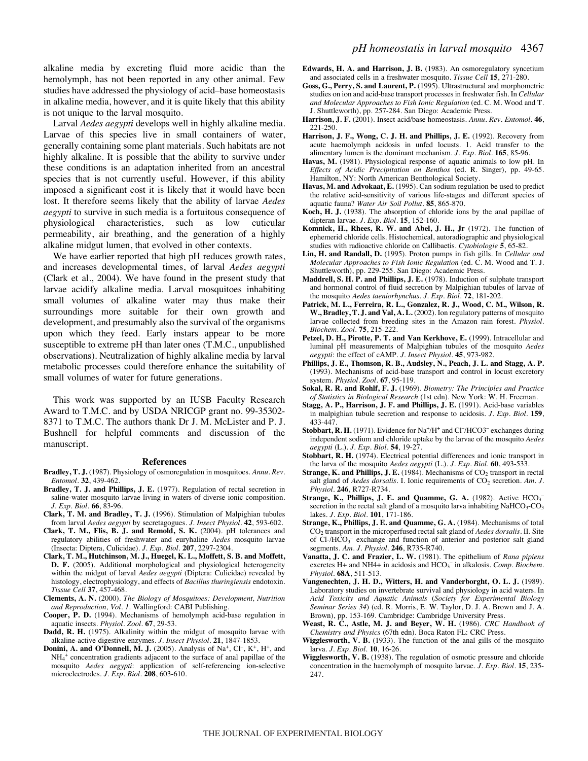alkaline media by excreting fluid more acidic than the hemolymph, has not been reported in any other animal. Few studies have addressed the physiology of acid–base homeostasis in alkaline media, however, and it is quite likely that this ability is not unique to the larval mosquito.

Larval *Aedes aegypti* develops well in highly alkaline media. Larvae of this species live in small containers of water, generally containing some plant materials. Such habitats are not highly alkaline. It is possible that the ability to survive under these conditions is an adaptation inherited from an ancestral species that is not currently useful. However, if this ability imposed a significant cost it is likely that it would have been lost. It therefore seems likely that the ability of larvae *Aedes aegypti* to survive in such media is a fortuitous consequence of physiological characteristics, such as low cuticular permeability, air breathing, and the generation of a highly alkaline midgut lumen, that evolved in other contexts.

We have earlier reported that high pH reduces growth rates, and increases developmental times, of larval *Aedes aegypti* (Clark et al., 2004). We have found in the present study that larvae acidify alkaline media. Larval mosquitoes inhabiting small volumes of alkaline water may thus make their surroundings more suitable for their own growth and development, and presumably also the survival of the organisms upon which they feed. Early instars appear to be more susceptible to extreme pH than later ones (T.M.C., unpublished observations). Neutralization of highly alkaline media by larval metabolic processes could therefore enhance the suitability of small volumes of water for future generations.

This work was supported by an IUSB Faculty Research Award to T.M.C. and by USDA NRICGP grant no. 99-35302-8371 to T.M.C. The authors thank Dr J. M. McLister and P. J. Bushnell for helpful comments and discussion of the manuscript.

## References

**Bradley, T. J.** (1987). Physiology of osmoregulation in mosquitoes. *Annu. Rev. Entomol.* **32**, 439-462.

**Bradley, T. J. and Phillips, J. E.** (1977). Regulation of rectal secretion in saline-water mosquito larvae living in waters of diverse ionic composition. *J. Exp. Biol.* **66**, 83-96.

**Clark, T. M. and Bradley, T. J.** (1996). Stimulation of Malpighian tubules from larval *Aedes aegypti* by secretagogues. *J. Insect Physiol.* **42**, 593-602.

**Clark, T. M., Flis, B. J. and Remold, S. K.** (2004). pH tolerances and regulatory abilities of freshwater and euryhaline *Aedes* mosquito larvae (Insecta: Diptera, Culicidae). *J. Exp. Biol.* **207**, 2297-2304.

**Clark, T. M., Hutchinson, M. J., Huegel, K. L., Moffett, S. B. and Moffett, D. F.** (2005). Additional morphological and physiological heterogeneity within the midgut of larval *Aedes aegypti* (Diptera: Culicidae) revealed by histology, electrophysiology, and effects of *Bacillus thuringiensis* endotoxin. *Tissue Cell* **37**, 457-468.

**Clements, A. N.** (2000). *The Biology of Mosquitoes: Development, Nutrition and Reproduction, Vol. 1*. Wallingford: CABI Publishing.

**Cooper, P. D.** (1994). Mechanisms of hemolymph acid-base regulation in aquatic insects. *Physiol. Zool.* **67**, 29-53.

**Dadd, R. H.** (1975). Alkalinity within the midgut of mosquito larvae with alkaline-active digestive enzymes. *J. Insect Physiol.* **21**, 1847-1853.

**Donini, A. and O'Donnell, M. J.** (2005). Analysis of $Na^+$, $Cl^-$, $K^+$, $H^+$, and $NH_4^+$ concentration gradients adjacent to the surface of anal papillae of the mosquito *Aedes aegypti*: application of self-referencing ion-selective microelectrodes. *J. Exp. Biol.* **208**, 603-610.

**Edwards, H. A. and Harrison, J. B.** (1983). An osmoregulatory syncetium and associated cells in a freshwater mosquito. *Tissue Cell* **15**, 271-280.

**Goss, G., Perry, S. and Laurent, P.** (1995). Ultrastructural and morphometric studies on ion and acid-base transport processes in freshwater fish. In *Cellular and Molecular Approaches to Fish Ionic Regulation* (ed. C. M. Wood and T. J. Shuttleworth), pp. 257-284. San Diego: Academic Press.

**Harrison, J. F.** (2001). Insect acid/base homeostasis. *Annu. Rev. Entomol.* **46**, 221-250.

**Harrison, J. F., Wong, C. J. H. and Phillips, J. E.** (1992). Recovery from acute haemolymph acidosis in unfed locusts. 1. Acid transfer to the alimentary lumen is the dominant mechanism. *J. Exp. Biol.* **165**, 85-96.

**Havas, M.** (1981). Physiological response of aquatic animals to low pH. In *Effects of Acidic Precipitation on Benthos* (ed. R. Singer), pp. 49-65. Hamilton, NY: North American Benthological Society.

**Havas, M. and Advokaat, E.** (1995). Can sodium regulation be used to predict the relative acid-sensitivity of various life-stages and different species of aquatic fauna? *Water Air Soil Pollut.* **85**, 865-870.

**Koch, H. J.** (1938). The absorption of chloride ions by the anal papillae of dipteran larvae. *J. Exp. Biol.* **15**, 152-160.

**Komnick, H., Rhees, R. W. and Abel, J. H., Jr** (1972). The function of ephemerid chloride cells. Histochemical, autoradiographic and physiological studies with radioactive chloride on Callibaetis. *Cytobiologie* **5**, 65-82.

**Lin, H. and Randall, D.** (1995). Proton pumps in fish gills. In *Cellular and Molecular Approaches to Fish Ionic Regulation* (ed. C. M. Wood and T. J. Shuttleworth), pp. 229-255. San Diego: Academic Press.

**Maddrell, S. H. P. and Phillips, J. E.** (1978). Induction of sulphate transport and hormonal control of fluid secretion by Malpighian tubules of larvae of the mosquito *Aedes taeniorhynchus*. *J. Exp. Biol.* **72**, 181-202.

**Patrick, M. L., Ferreira, R. L., Gonzalez, R. J., Wood, C. M., Wilson, R. W., Bradley, T. J. and Val, A. L.** (2002). Ion regulatory patterns of mosquito larvae collected from breeding sites in the Amazon rain forest. *Physiol. Biochem. Zool.* **75**, 215-222.

**Petzel, D. H., Pirotte, P. T. and Van Kerkhove, E.** (1999). Intracellular and luminal pH measurements of Malpighian tubules of the mosquito *Aedes aegypti*: the effect of cAMP. *J. Insect Physiol.* **45**, 973-982.

**Phillips, J. E., Thomson, R. B., Audsley, N., Peach, J. L. and Stagg, A. P.** (1993). Mechanisms of acid-base transport and control in locust excretory system. *Physiol. Zool.* **67**, 95-119.

**Sokal, R. R. and Rohlf, F. J.** (1969). *Biometry: The Principles and Practice of Statistics in Biological Research* (1st edn). New York: W. H. Freeman.

**Stagg, A. P., Harrison, J. F. and Phillips, J. E.** (1991). Acid-base variables in malpighian tubule secretion and response to acidosis. *J. Exp. Biol.* **159**, 433-447.

**Stobbart, R. H.** (1971). Evidence for $Na^+/H^+$ and $Cl^-/HCO3^-$ exchanges during independent sodium and chloride uptake by the larvae of the mosquito *Aedes aegypti* (L.). *J. Exp. Biol.* **54**, 19-27.

**Stobbart, R. H.** (1974). Electrical potential differences and ionic transport in the larva of the mosquito *Aedes aegypti* (L.). *J. Exp. Biol.* **60**, 493-533.

**Strange, K. and Phillips, J. E.** (1984). Mechanisms of $CO_2$ transport in rectal salt gland of *Aedes dorsalis*. I. Ionic requirements of $CO_2$ secretion. *Am. J. Physiol.* **246**, R727-R734.

**Strange, K., Phillips, J. E. and Quamme, G. A.** (1982). Active $HCO_3^-$ secretion in the rectal salt gland of a mosquito larva inhabiting $NaHCO_3$-$CO_3$ lakes. *J. Exp. Biol.* **101**, 171-186.

**Strange, K., Phillips, J. E. and Quamme, G. A.** (1984). Mechanisms of total $CO_2$ transport in the microperfused rectal salt gland of *Aedes dorsalis*. II. Site of $Cl$-/$HCO_3^-$ exchange and function of anterior and posterior salt gland segments. *Am. J. Physiol.* **246**, R735-R740.

**Vanatta, J. C. and Frazier, L. W.** (1981). The epithelium of *Rana pipiens* excretes H+ and NH4+ in acidosis and $HCO_3^-$ in alkalosis. *Comp. Biochem. Physiol.* **68A**, 511-513.

**Vangenechten, J. H. D., Witters, H. and Vanderborght, O. L. J.** (1989). Laboratory studies on invertebrate survival and physiology in acid waters. In *Acid Toxicity and Aquatic Animals* (*Society for Experimental Biology Seminar Series 34*) (ed. R. Morris, E. W. Taylor, D. J. A. Brown and J. A. Brown), pp. 153-169. Cambridge: Cambridge University Press.

**Weast, R. C., Astle, M. J. and Beyer, W. H.** (1986). *CRC Handbook of Chemistry and Physics* (67th edn). Boca Raton FL: CRC Press.

**Wigglesworth, V. B.** (1933). The function of the anal gills of the mosquito larva. *J. Exp. Biol.* **10**, 16-26.

**Wigglesworth, V. B.** (1938). The regulation of osmotic pressure and chloride concentration in the haemolymph of mosquito larvae. *J. Exp. Biol.* **15**, 235-247.